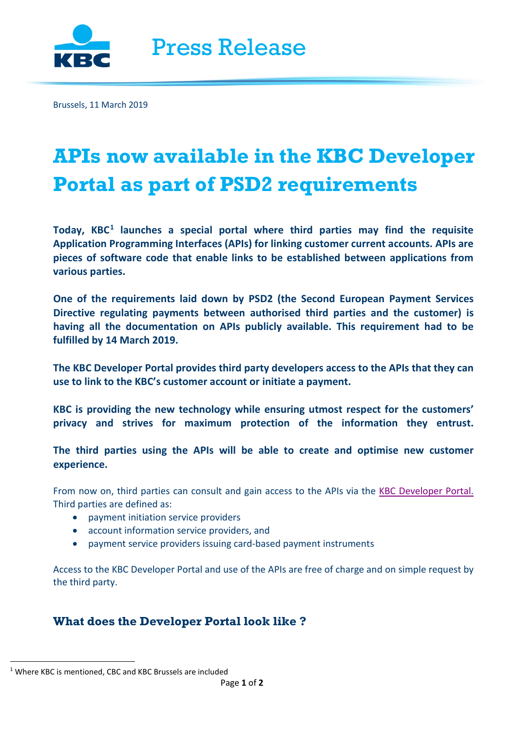Press Release

Brussels, 11 March 2019

# APIs now available in the KBC Developer Portal as part of PSD2 requirements

**Today, KBC[1] launches a special portal where third parties may find the requisite Application Programming Interfaces (APIs) for linking customer current accounts. APIs are pieces of software code that enable links to be established between applications from various parties.**

**One of the requirements laid down by PSD2 (the Second European Payment Services Directive regulating payments between authorised third parties and the customer) is having all the documentation on APIs publicly available. This requirement had to be fulfilled by 14 March 2019.**

**The KBC Developer Portal provides third party developers access to the APIs that they can use to link to the KBC's customer account or initiate a payment.**

**KBC is providing the new technology while ensuring utmost respect for the customers' privacy and strives for maximum protection of the information they entrust.**

**The third parties using the APIs will be able to create and optimise new customer experience.**

From now on, third parties can consult and gain access to the APIs via the KBC Developer Portal. Third parties are defined as:

- payment initiation service providers
- account information service providers, and
- payment service providers issuing card-based payment instruments

Access to the KBC Developer Portal and use of the APIs are free of charge and on simple request by the third party.

## What does the Developer Portal look like ?

[1] Where KBC is mentioned, CBC and KBC Brussels are included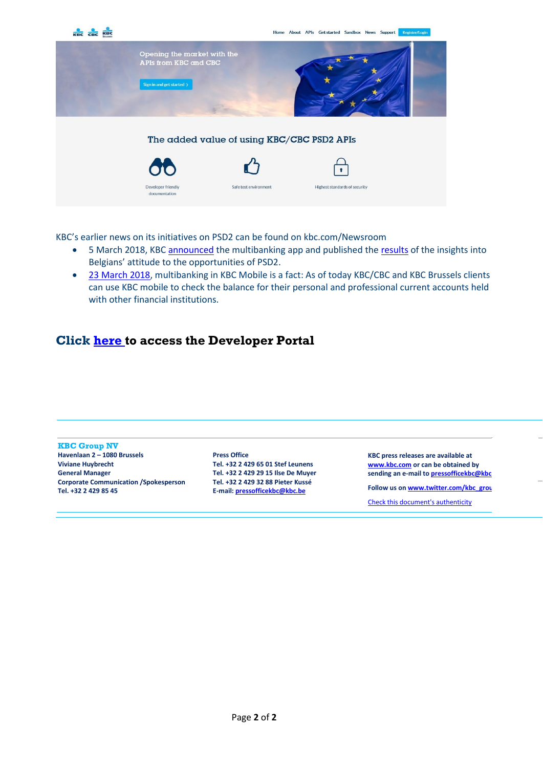KBC's earlier news on its initiatives on PSD2 can be found on kbc.com/Newsroom

- 5 March 2018, KBC announced the multibanking app and published the results of the insights into Belgians' attitude to the opportunities of PSD2.
- 23 March 2018, multibanking in KBC Mobile is a fact: As of today KBC/CBC and KBC Brussels clients can use KBC mobile to check the balance for their personal and professional current accounts held with other financial institutions.

## Click here to access the Developer Portal

**KBC Group NV**

**Havenlaan 2 – 1080 Brussels**
**Viviane Huybrecht**
**General Manager**
**Corporate Communication /Spokesperson**
**Tel. +32 2 429 85 45**

**Press Office**
**Tel. +32 2 429 65 01 Stef Leunens**
**Tel. +32 2 429 29 15 Ilse De Muyer**
**Tel. +32 2 429 32 88 Pieter Kussé**
**E-mail: pressofficekbc@kbc.be**

**KBC press releases are available at www.kbc.com or can be obtained by sending an e-mail to pressofficekbc@kbc**

**Follow us on www.twitter.com/kbc_grou**

Check this document's authenticity